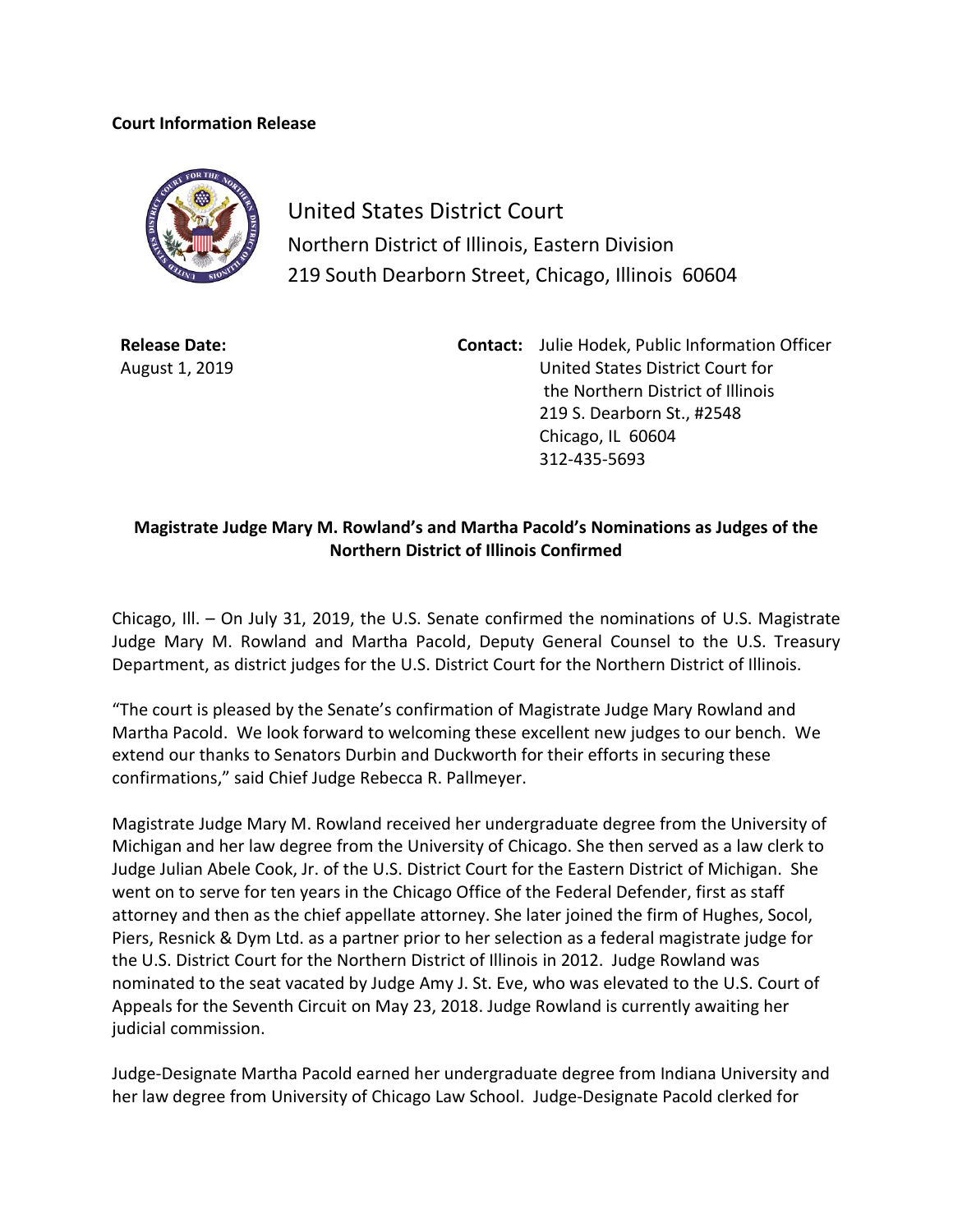**Court Information Release**

United States District Court
Northern District of Illinois, Eastern Division
219 South Dearborn Street, Chicago, Illinois 60604

**Release Date:**
August 1, 2019

**Contact:** Julie Hodek, Public Information Officer
United States District Court for
the Northern District of Illinois
219 S. Dearborn St., #2548
Chicago, IL 60604
312-435-5693

**Magistrate Judge Mary M. Rowland's and Martha Pacold's Nominations as Judges of the Northern District of Illinois Confirmed**

Chicago, Ill. – On July 31, 2019, the U.S. Senate confirmed the nominations of U.S. Magistrate Judge Mary M. Rowland and Martha Pacold, Deputy General Counsel to the U.S. Treasury Department, as district judges for the U.S. District Court for the Northern District of Illinois.

"The court is pleased by the Senate's confirmation of Magistrate Judge Mary Rowland and Martha Pacold. We look forward to welcoming these excellent new judges to our bench. We extend our thanks to Senators Durbin and Duckworth for their efforts in securing these confirmations," said Chief Judge Rebecca R. Pallmeyer.

Magistrate Judge Mary M. Rowland received her undergraduate degree from the University of Michigan and her law degree from the University of Chicago. She then served as a law clerk to Judge Julian Abele Cook, Jr. of the U.S. District Court for the Eastern District of Michigan. She went on to serve for ten years in the Chicago Office of the Federal Defender, first as staff attorney and then as the chief appellate attorney. She later joined the firm of Hughes, Socol, Piers, Resnick & Dym Ltd. as a partner prior to her selection as a federal magistrate judge for the U.S. District Court for the Northern District of Illinois in 2012. Judge Rowland was nominated to the seat vacated by Judge Amy J. St. Eve, who was elevated to the U.S. Court of Appeals for the Seventh Circuit on May 23, 2018. Judge Rowland is currently awaiting her judicial commission.

Judge-Designate Martha Pacold earned her undergraduate degree from Indiana University and her law degree from University of Chicago Law School. Judge-Designate Pacold clerked for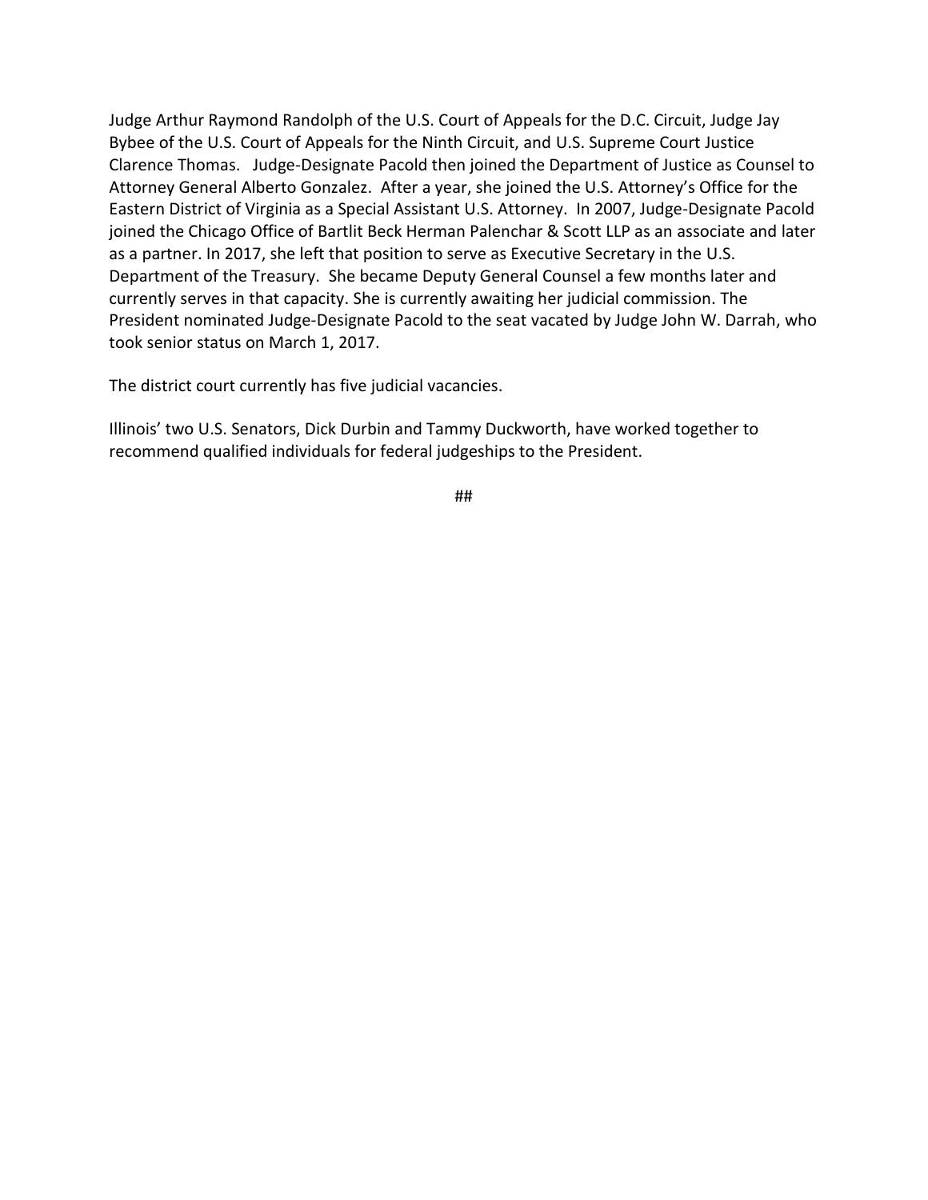Judge Arthur Raymond Randolph of the U.S. Court of Appeals for the D.C. Circuit, Judge Jay Bybee of the U.S. Court of Appeals for the Ninth Circuit, and U.S. Supreme Court Justice Clarence Thomas. Judge-Designate Pacold then joined the Department of Justice as Counsel to Attorney General Alberto Gonzalez. After a year, she joined the U.S. Attorney's Office for the Eastern District of Virginia as a Special Assistant U.S. Attorney. In 2007, Judge-Designate Pacold joined the Chicago Office of Bartlit Beck Herman Palenchar & Scott LLP as an associate and later as a partner. In 2017, she left that position to serve as Executive Secretary in the U.S. Department of the Treasury. She became Deputy General Counsel a few months later and currently serves in that capacity. She is currently awaiting her judicial commission. The President nominated Judge-Designate Pacold to the seat vacated by Judge John W. Darrah, who took senior status on March 1, 2017.

The district court currently has five judicial vacancies.

Illinois' two U.S. Senators, Dick Durbin and Tammy Duckworth, have worked together to recommend qualified individuals for federal judgeships to the President.

##